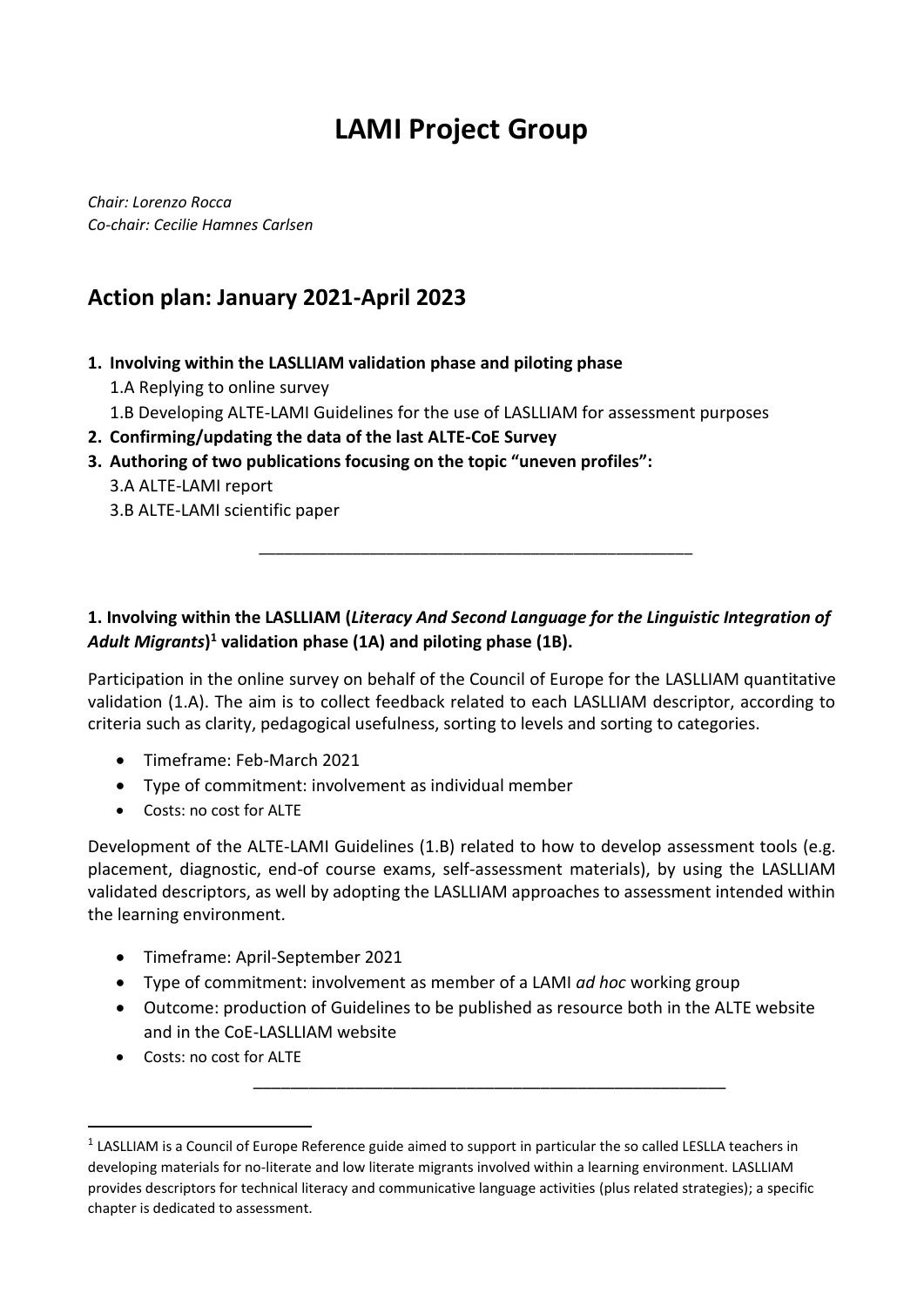# LAMI Project Group

*Chair: Lorenzo Rocca*
*Co-chair: Cecilie Hamnes Carlsen*

## Action plan: January 2021-April 2023

1. **Involving within the LASLLIAM validation phase and piloting phase**
   1.A Replying to online survey
   1.B Developing ALTE-LAMI Guidelines for the use of LASLLIAM for assessment purposes
2. **Confirming/updating the data of the last ALTE-CoE Survey**
3. **Authoring of two publications focusing on the topic "uneven profiles":**
   3.A ALTE-LAMI report
   3.B ALTE-LAMI scientific paper

---

**1. Involving within the LASLLIAM (*Literacy And Second Language for the Linguistic Integration of Adult Migrants*)[1] validation phase (1A) and piloting phase (1B).**

Participation in the online survey on behalf of the Council of Europe for the LASLLIAM quantitative validation (1.A). The aim is to collect feedback related to each LASLLIAM descriptor, according to criteria such as clarity, pedagogical usefulness, sorting to levels and sorting to categories.

- Timeframe: Feb-March 2021
- Type of commitment: involvement as individual member
- Costs: no cost for ALTE

Development of the ALTE-LAMI Guidelines (1.B) related to how to develop assessment tools (e.g. placement, diagnostic, end-of course exams, self-assessment materials), by using the LASLLIAM validated descriptors, as well by adopting the LASLLIAM approaches to assessment intended within the learning environment.

- Timeframe: April-September 2021
- Type of commitment: involvement as member of a LAMI *ad hoc* working group
- Outcome: production of Guidelines to be published as resource both in the ALTE website and in the CoE-LASLLIAM website
- Costs: no cost for ALTE

---

[1] LASLLIAM is a Council of Europe Reference guide aimed to support in particular the so called LESLLA teachers in developing materials for no-literate and low literate migrants involved within a learning environment. LASLLIAM provides descriptors for technical literacy and communicative language activities (plus related strategies); a specific chapter is dedicated to assessment.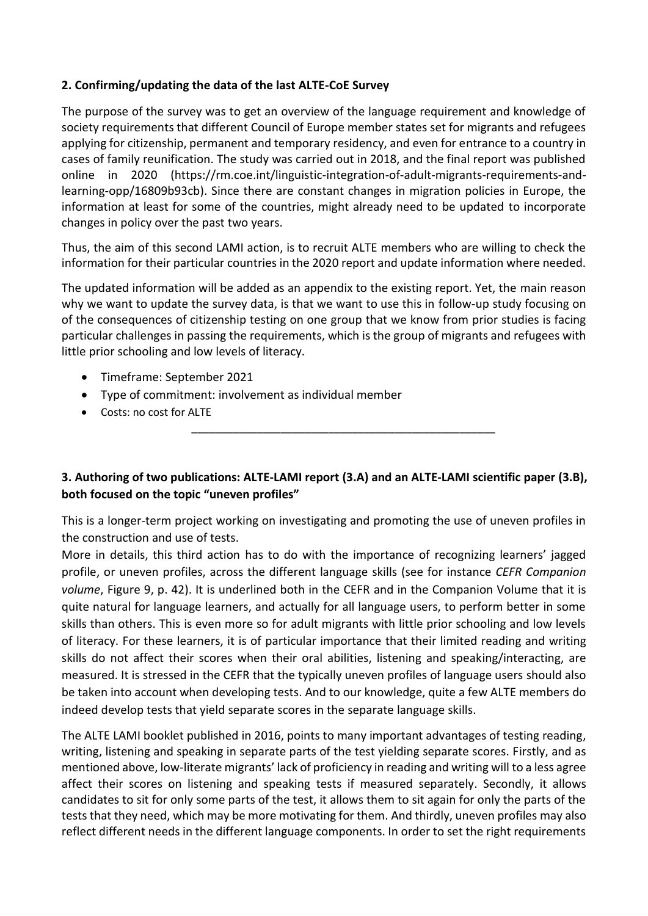**2. Confirming/updating the data of the last ALTE-CoE Survey**

The purpose of the survey was to get an overview of the language requirement and knowledge of society requirements that different Council of Europe member states set for migrants and refugees applying for citizenship, permanent and temporary residency, and even for entrance to a country in cases of family reunification. The study was carried out in 2018, and the final report was published online in 2020 (https://rm.coe.int/linguistic-integration-of-adult-migrants-requirements-and-learning-opp/16809b93cb). Since there are constant changes in migration policies in Europe, the information at least for some of the countries, might already need to be updated to incorporate changes in policy over the past two years.

Thus, the aim of this second LAMI action, is to recruit ALTE members who are willing to check the information for their particular countries in the 2020 report and update information where needed.

The updated information will be added as an appendix to the existing report. Yet, the main reason why we want to update the survey data, is that we want to use this in follow-up study focusing on of the consequences of citizenship testing on one group that we know from prior studies is facing particular challenges in passing the requirements, which is the group of migrants and refugees with little prior schooling and low levels of literacy.

- Timeframe: September 2021
- Type of commitment: involvement as individual member
- Costs: no cost for ALTE

---

**3. Authoring of two publications: ALTE-LAMI report (3.A) and an ALTE-LAMI scientific paper (3.B), both focused on the topic "uneven profiles"**

This is a longer-term project working on investigating and promoting the use of uneven profiles in the construction and use of tests.

More in details, this third action has to do with the importance of recognizing learners' jagged profile, or uneven profiles, across the different language skills (see for instance *CEFR Companion volume*, Figure 9, p. 42). It is underlined both in the CEFR and in the Companion Volume that it is quite natural for language learners, and actually for all language users, to perform better in some skills than others. This is even more so for adult migrants with little prior schooling and low levels of literacy. For these learners, it is of particular importance that their limited reading and writing skills do not affect their scores when their oral abilities, listening and speaking/interacting, are measured. It is stressed in the CEFR that the typically uneven profiles of language users should also be taken into account when developing tests. And to our knowledge, quite a few ALTE members do indeed develop tests that yield separate scores in the separate language skills.

The ALTE LAMI booklet published in 2016, points to many important advantages of testing reading, writing, listening and speaking in separate parts of the test yielding separate scores. Firstly, and as mentioned above, low-literate migrants' lack of proficiency in reading and writing will to a less agree affect their scores on listening and speaking tests if measured separately. Secondly, it allows candidates to sit for only some parts of the test, it allows them to sit again for only the parts of the tests that they need, which may be more motivating for them. And thirdly, uneven profiles may also reflect different needs in the different language components. In order to set the right requirements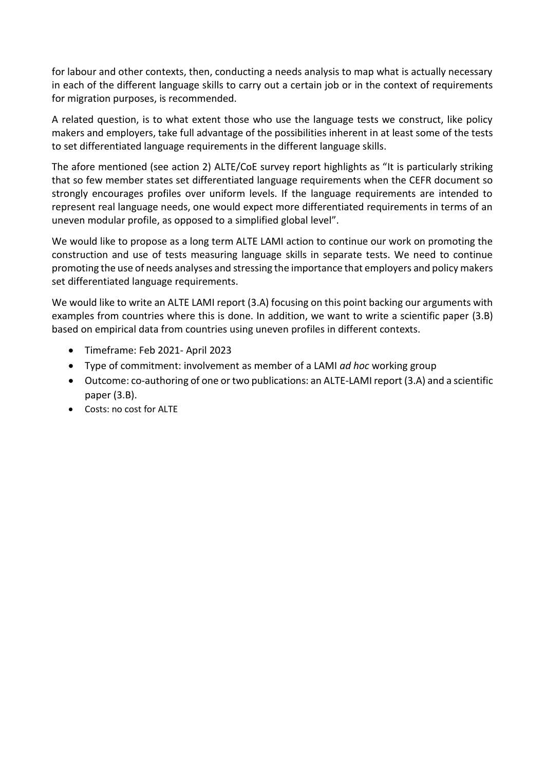for labour and other contexts, then, conducting a needs analysis to map what is actually necessary in each of the different language skills to carry out a certain job or in the context of requirements for migration purposes, is recommended.

A related question, is to what extent those who use the language tests we construct, like policy makers and employers, take full advantage of the possibilities inherent in at least some of the tests to set differentiated language requirements in the different language skills.

The afore mentioned (see action 2) ALTE/CoE survey report highlights as "It is particularly striking that so few member states set differentiated language requirements when the CEFR document so strongly encourages profiles over uniform levels. If the language requirements are intended to represent real language needs, one would expect more differentiated requirements in terms of an uneven modular profile, as opposed to a simplified global level".

We would like to propose as a long term ALTE LAMI action to continue our work on promoting the construction and use of tests measuring language skills in separate tests. We need to continue promoting the use of needs analyses and stressing the importance that employers and policy makers set differentiated language requirements.

We would like to write an ALTE LAMI report (3.A) focusing on this point backing our arguments with examples from countries where this is done. In addition, we want to write a scientific paper (3.B) based on empirical data from countries using uneven profiles in different contexts.

- Timeframe: Feb 2021- April 2023
- Type of commitment: involvement as member of a LAMI *ad hoc* working group
- Outcome: co-authoring of one or two publications: an ALTE-LAMI report (3.A) and a scientific paper (3.B).
- Costs: no cost for ALTE